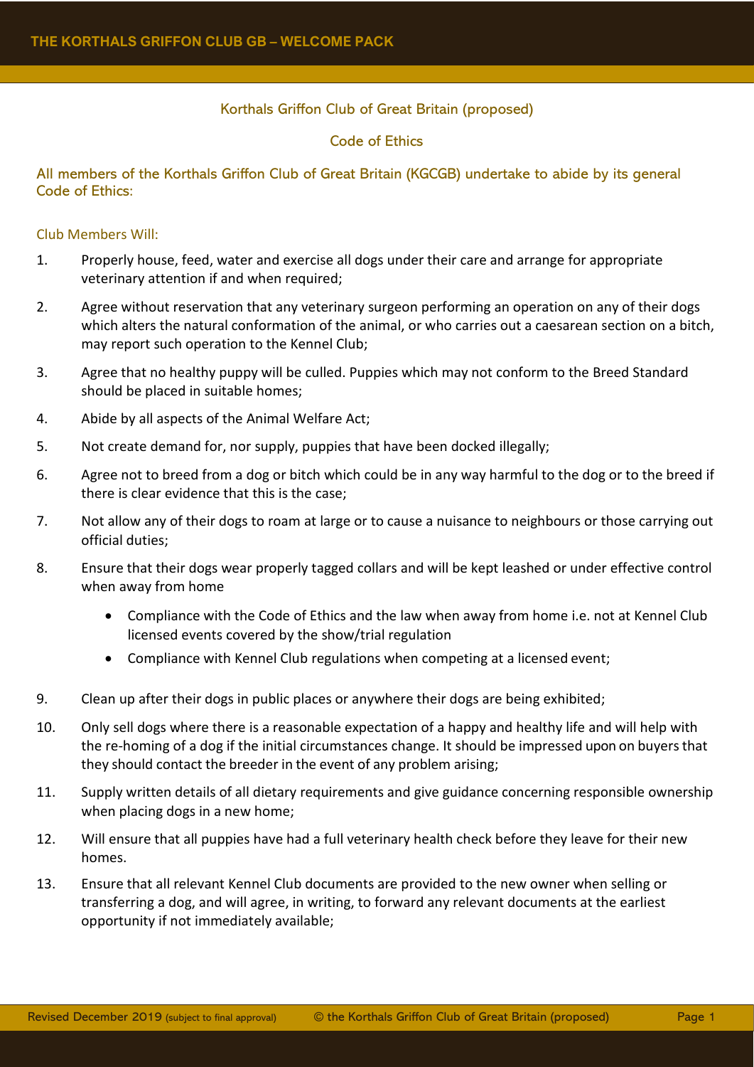## Korthals Griffon Club of Great Britain (proposed)

## Code of Ethics

All members of the Korthals Griffon Club of Great Britain (KGCGB) undertake to abide by its general Code of Ethics:

### Club Members Will:

1. Properly house, feed, water and exercise all dogs under their care and arrange for appropriate veterinary attention if and when required;
2. Agree without reservation that any veterinary surgeon performing an operation on any of their dogs which alters the natural conformation of the animal, or who carries out a caesarean section on a bitch, may report such operation to the Kennel Club;
3. Agree that no healthy puppy will be culled. Puppies which may not conform to the Breed Standard should be placed in suitable homes;
4. Abide by all aspects of the Animal Welfare Act;
5. Not create demand for, nor supply, puppies that have been docked illegally;
6. Agree not to breed from a dog or bitch which could be in any way harmful to the dog or to the breed if there is clear evidence that this is the case;
7. Not allow any of their dogs to roam at large or to cause a nuisance to neighbours or those carrying out official duties;
8. Ensure that their dogs wear properly tagged collars and will be kept leashed or under effective control when away from home
   - Compliance with the Code of Ethics and the law when away from home i.e. not at Kennel Club licensed events covered by the show/trial regulation
   - Compliance with Kennel Club regulations when competing at a licensed event;
9. Clean up after their dogs in public places or anywhere their dogs are being exhibited;
10. Only sell dogs where there is a reasonable expectation of a happy and healthy life and will help with the re-homing of a dog if the initial circumstances change. It should be impressed upon on buyers that they should contact the breeder in the event of any problem arising;
11. Supply written details of all dietary requirements and give guidance concerning responsible ownership when placing dogs in a new home;
12. Will ensure that all puppies have had a full veterinary health check before they leave for their new homes.
13. Ensure that all relevant Kennel Club documents are provided to the new owner when selling or transferring a dog, and will agree, in writing, to forward any relevant documents at the earliest opportunity if not immediately available;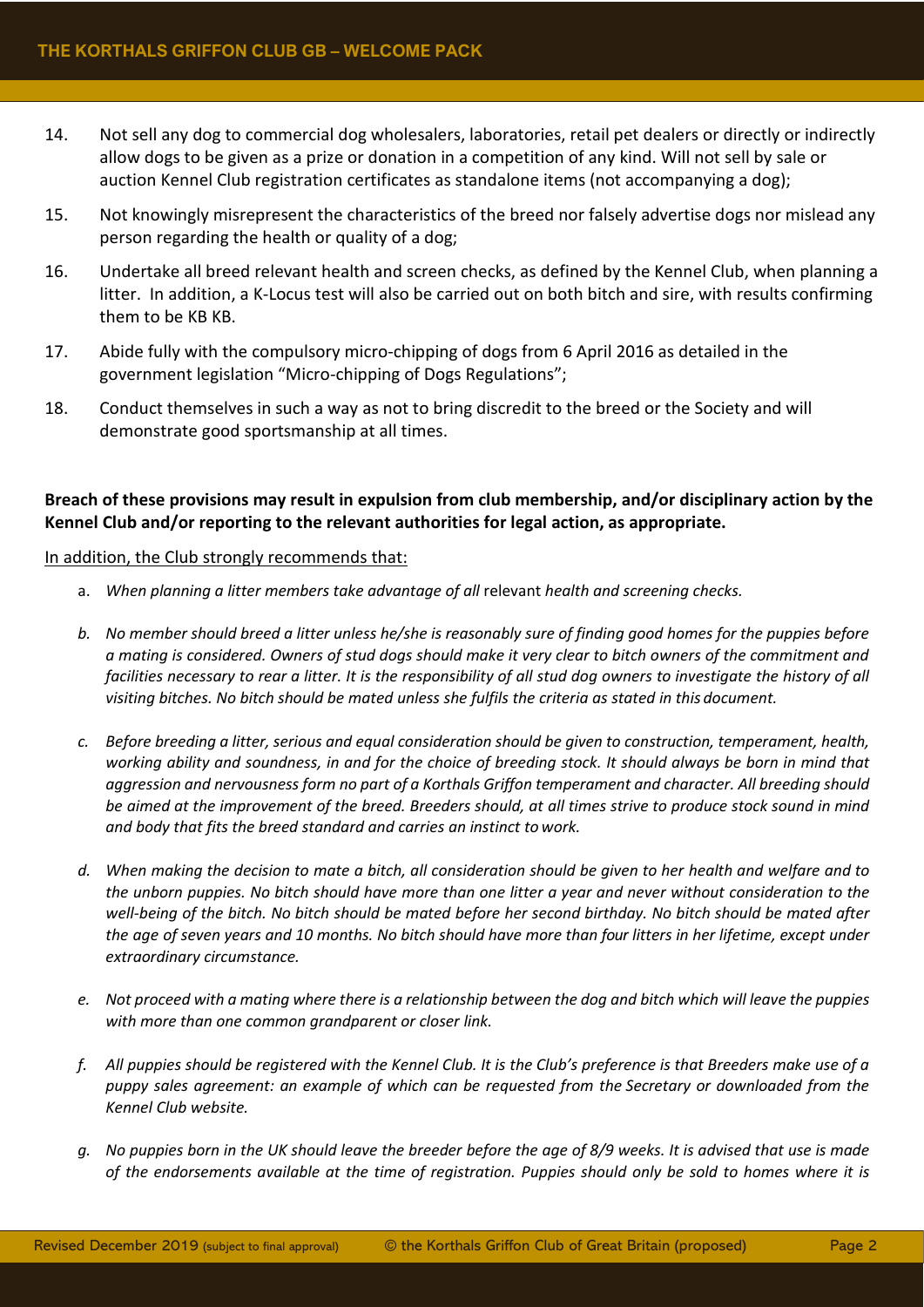14. Not sell any dog to commercial dog wholesalers, laboratories, retail pet dealers or directly or indirectly allow dogs to be given as a prize or donation in a competition of any kind. Will not sell by sale or auction Kennel Club registration certificates as standalone items (not accompanying a dog);
15. Not knowingly misrepresent the characteristics of the breed nor falsely advertise dogs nor mislead any person regarding the health or quality of a dog;
16. Undertake all breed relevant health and screen checks, as defined by the Kennel Club, when planning a litter. In addition, a K-Locus test will also be carried out on both bitch and sire, with results confirming them to be KB KB.
17. Abide fully with the compulsory micro-chipping of dogs from 6 April 2016 as detailed in the government legislation "Micro-chipping of Dogs Regulations";
18. Conduct themselves in such a way as not to bring discredit to the breed or the Society and will demonstrate good sportsmanship at all times.

**Breach of these provisions may result in expulsion from club membership, and/or disciplinary action by the Kennel Club and/or reporting to the relevant authorities for legal action, as appropriate.**

In addition, the Club strongly recommends that:

a. *When planning a litter members take advantage of all* relevant *health and screening checks.*

b. *No member should breed a litter unless he/she is reasonably sure of finding good homes for the puppies before a mating is considered. Owners of stud dogs should make it very clear to bitch owners of the commitment and facilities necessary to rear a litter. It is the responsibility of all stud dog owners to investigate the history of all visiting bitches. No bitch should be mated unless she fulfils the criteria as stated in this document.*

c. *Before breeding a litter, serious and equal consideration should be given to construction, temperament, health, working ability and soundness, in and for the choice of breeding stock. It should always be born in mind that aggression and nervousness form no part of a Korthals Griffon temperament and character. All breeding should be aimed at the improvement of the breed. Breeders should, at all times strive to produce stock sound in mind and body that fits the breed standard and carries an instinct to work.*

d. *When making the decision to mate a bitch, all consideration should be given to her health and welfare and to the unborn puppies. No bitch should have more than one litter a year and never without consideration to the well-being of the bitch. No bitch should be mated before her second birthday. No bitch should be mated after the age of seven years and 10 months. No bitch should have more than four litters in her lifetime, except under extraordinary circumstance.*

e. *Not proceed with a mating where there is a relationship between the dog and bitch which will leave the puppies with more than one common grandparent or closer link.*

f. *All puppies should be registered with the Kennel Club. It is the Club's preference is that Breeders make use of a puppy sales agreement: an example of which can be requested from the Secretary or downloaded from the Kennel Club website.*

g. *No puppies born in the UK should leave the breeder before the age of 8/9 weeks. It is advised that use is made of the endorsements available at the time of registration. Puppies should only be sold to homes where it is*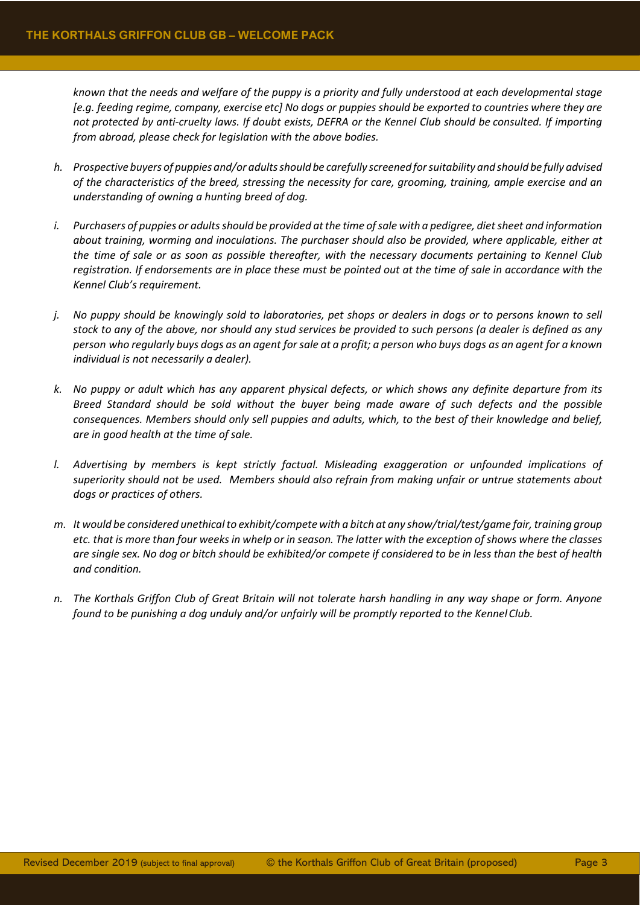*known that the needs and welfare of the puppy is a priority and fully understood at each developmental stage [e.g. feeding regime, company, exercise etc] No dogs or puppies should be exported to countries where they are not protected by anti-cruelty laws. If doubt exists, DEFRA or the Kennel Club should be consulted. If importing from abroad, please check for legislation with the above bodies.*

h. *Prospective buyers of puppies and/or adults should be carefully screened for suitability and should be fully advised of the characteristics of the breed, stressing the necessity for care, grooming, training, ample exercise and an understanding of owning a hunting breed of dog.*

i. *Purchasers of puppies or adults should be provided at the time of sale with a pedigree, diet sheet and information about training, worming and inoculations. The purchaser should also be provided, where applicable, either at the time of sale or as soon as possible thereafter, with the necessary documents pertaining to Kennel Club registration. If endorsements are in place these must be pointed out at the time of sale in accordance with the Kennel Club's requirement.*

j. *No puppy should be knowingly sold to laboratories, pet shops or dealers in dogs or to persons known to sell stock to any of the above, nor should any stud services be provided to such persons (a dealer is defined as any person who regularly buys dogs as an agent for sale at a profit; a person who buys dogs as an agent for a known individual is not necessarily a dealer).*

k. *No puppy or adult which has any apparent physical defects, or which shows any definite departure from its Breed Standard should be sold without the buyer being made aware of such defects and the possible consequences. Members should only sell puppies and adults, which, to the best of their knowledge and belief, are in good health at the time of sale.*

l. *Advertising by members is kept strictly factual. Misleading exaggeration or unfounded implications of superiority should not be used. Members should also refrain from making unfair or untrue statements about dogs or practices of others.*

m. *It would be considered unethical to exhibit/compete with a bitch at any show/trial/test/game fair, training group etc. that is more than four weeks in whelp or in season. The latter with the exception of shows where the classes are single sex. No dog or bitch should be exhibited/or compete if considered to be in less than the best of health and condition.*

n. *The Korthals Griffon Club of Great Britain will not tolerate harsh handling in any way shape or form. Anyone found to be punishing a dog unduly and/or unfairly will be promptly reported to the Kennel Club.*